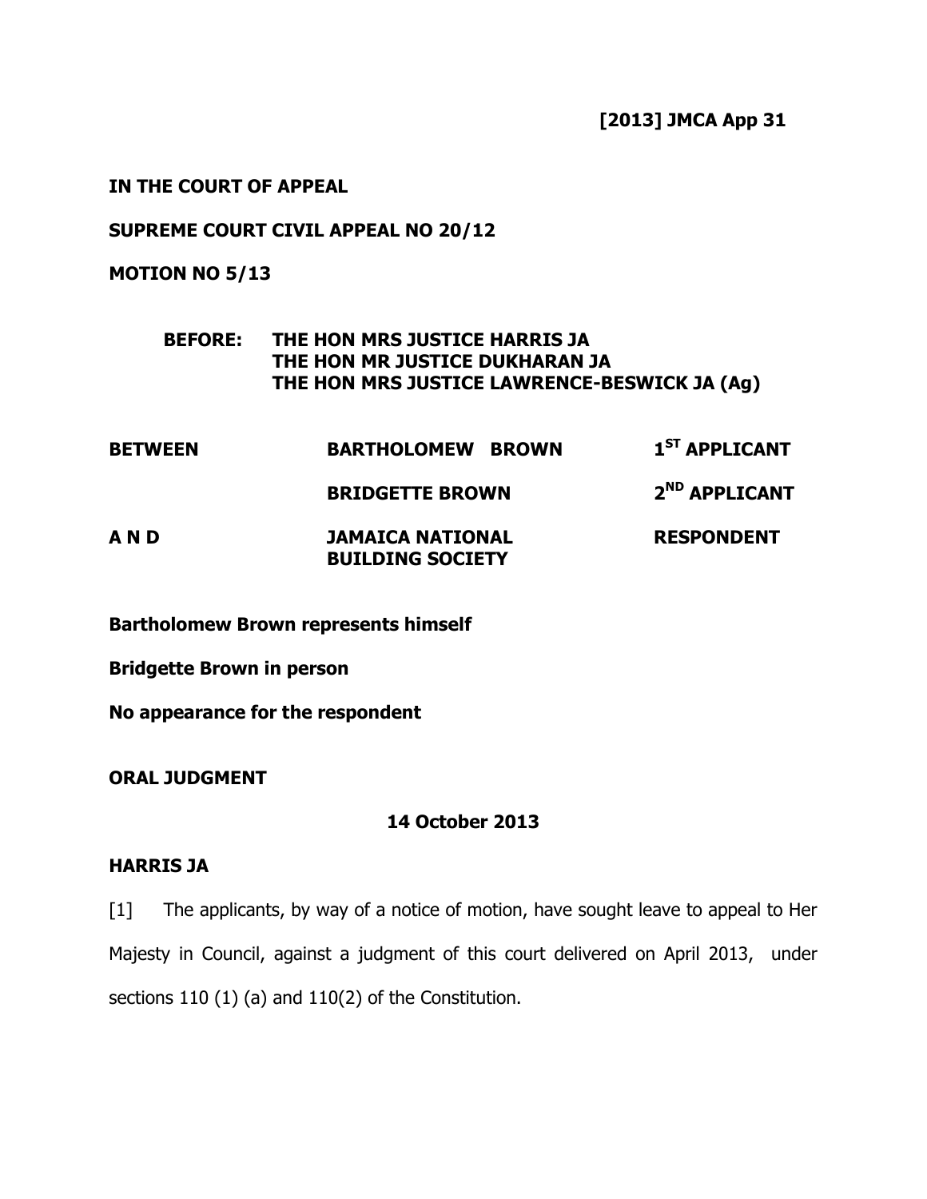**[2013] JMCA App 31**

**IN THE COURT OF APPEAL**

**SUPREME COURT CIVIL APPEAL NO 20/12**

**MOTION NO 5/13**

**BEFORE: THE HON MRS JUSTICE HARRIS JA**
**THE HON MR JUSTICE DUKHARAN JA**
**THE HON MRS JUSTICE LAWRENCE-BESWICK JA (Ag)**

| | | |
|---|---|---|
| **BETWEEN** | **BARTHOLOMEW BROWN** | **1ST APPLICANT** |
| | **BRIDGETTE BROWN** | **2ND APPLICANT** |
| **A N D** | **JAMAICA NATIONAL BUILDING SOCIETY** | **RESPONDENT** |

**Bartholomew Brown represents himself**

**Bridgette Brown in person**

**No appearance for the respondent**

**ORAL JUDGMENT**

**14 October 2013**

**HARRIS JA**

[1] The applicants, by way of a notice of motion, have sought leave to appeal to Her Majesty in Council, against a judgment of this court delivered on April 2013, under sections 110 (1) (a) and 110(2) of the Constitution.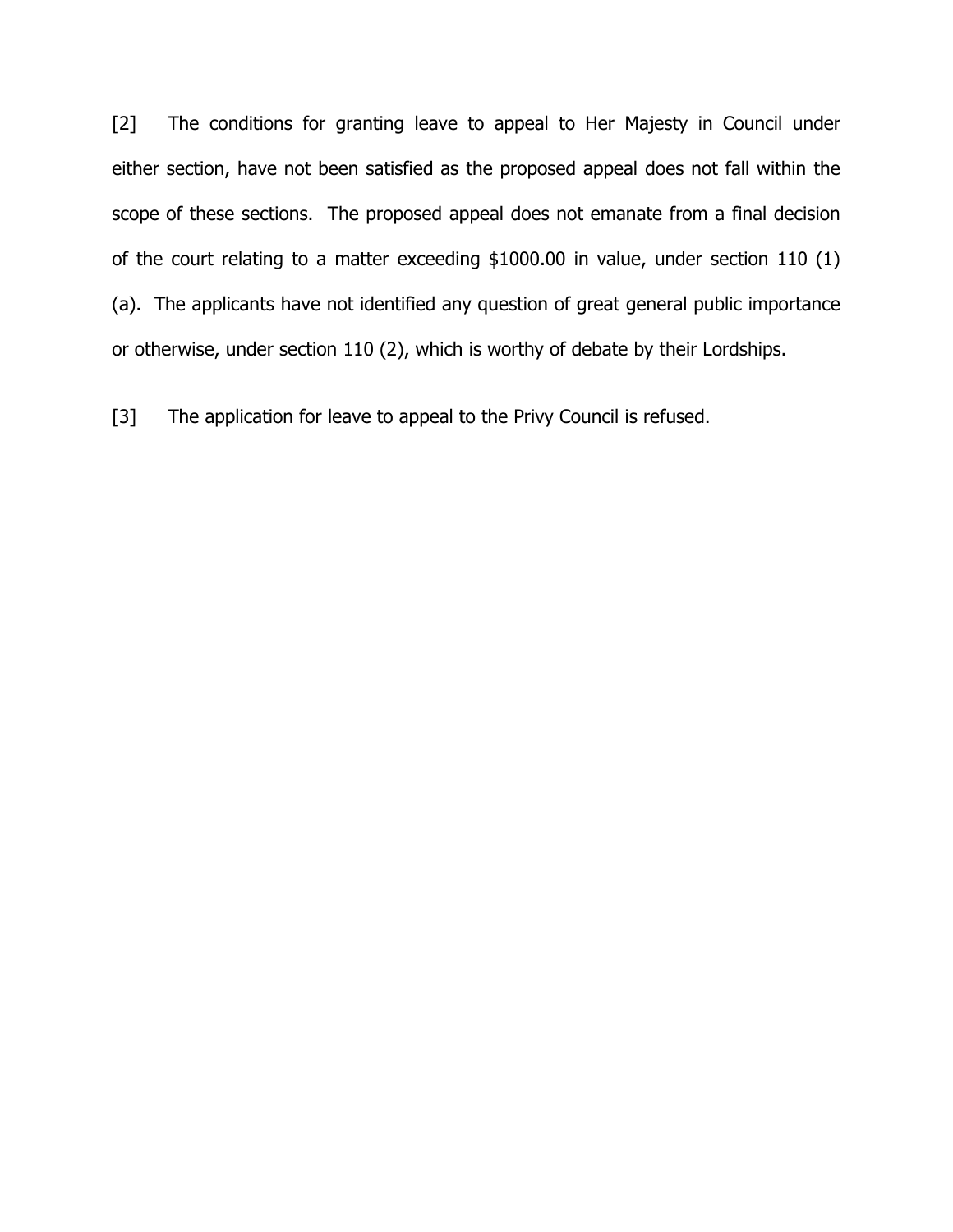[2] The conditions for granting leave to appeal to Her Majesty in Council under either section, have not been satisfied as the proposed appeal does not fall within the scope of these sections. The proposed appeal does not emanate from a final decision of the court relating to a matter exceeding $1000.00 in value, under section 110 (1) (a). The applicants have not identified any question of great general public importance or otherwise, under section 110 (2), which is worthy of debate by their Lordships.

[3] The application for leave to appeal to the Privy Council is refused.